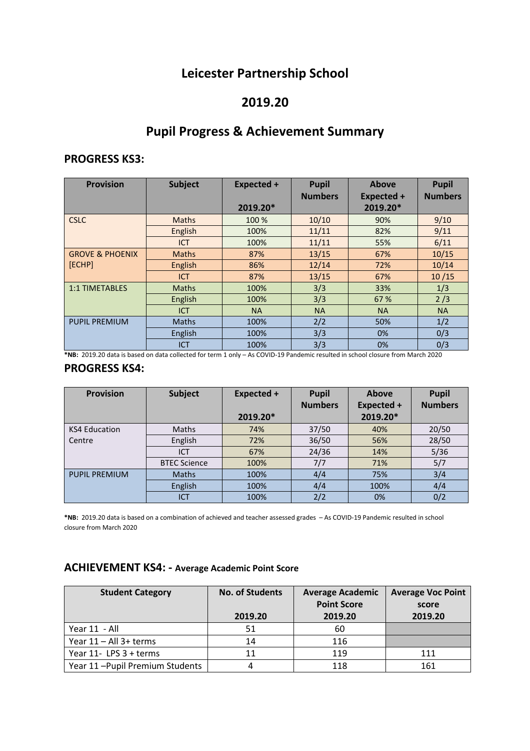# Leicester Partnership School

## 2019.20

## Pupil Progress & Achievement Summary

### PROGRESS KS3:

| Provision | Subject | Expected + 2019.20* | Pupil Numbers | Above Expected + 2019.20* | Pupil Numbers |
|---|---|---|---|---|---|
| CSLC | Maths | 100 % | 10/10 | 90% | 9/10 |
| | English | 100% | 11/11 | 82% | 9/11 |
| | ICT | 100% | 11/11 | 55% | 6/11 |
| GROVE & PHOENIX [ECHP] | Maths | 87% | 13/15 | 67% | 10/15 |
| | English | 86% | 12/14 | 72% | 10/14 |
| | ICT | 87% | 13/15 | 67% | 10 /15 |
| 1:1 TIMETABLES | Maths | 100% | 3/3 | 33% | 1/3 |
| | English | 100% | 3/3 | 67 % | 2 /3 |
| | ICT | NA | NA | NA | NA |
| PUPIL PREMIUM | Maths | 100% | 2/2 | 50% | 1/2 |
| | English | 100% | 3/3 | 0% | 0/3 |
| | ICT | 100% | 3/3 | 0% | 0/3 |

***NB:** 2019.20 data is based on data collected for term 1 only – As COVID-19 Pandemic resulted in school closure from March 2020

### PROGRESS KS4:

| Provision | Subject | Expected + 2019.20* | Pupil Numbers | Above Expected + 2019.20* | Pupil Numbers |
|---|---|---|---|---|---|
| KS4 Education Centre | Maths | 74% | 37/50 | 40% | 20/50 |
| | English | 72% | 36/50 | 56% | 28/50 |
| | ICT | 67% | 24/36 | 14% | 5/36 |
| | BTEC Science | 100% | 7/7 | 71% | 5/7 |
| PUPIL PREMIUM | Maths | 100% | 4/4 | 75% | 3/4 |
| | English | 100% | 4/4 | 100% | 4/4 |
| | ICT | 100% | 2/2 | 0% | 0/2 |

***NB:** 2019.20 data is based on a combination of achieved and teacher assessed grades – As COVID-19 Pandemic resulted in school closure from March 2020

### ACHIEVEMENT KS4: - Average Academic Point Score

| Student Category | No. of Students 2019.20 | Average Academic Point Score 2019.20 | Average Voc Point score 2019.20 |
|---|---|---|---|
| Year 11 - All | 51 | 60 | |
| Year 11 – All 3+ terms | 14 | 116 | |
| Year 11- LPS 3 + terms | 11 | 119 | 111 |
| Year 11 –Pupil Premium Students | 4 | 118 | 161 |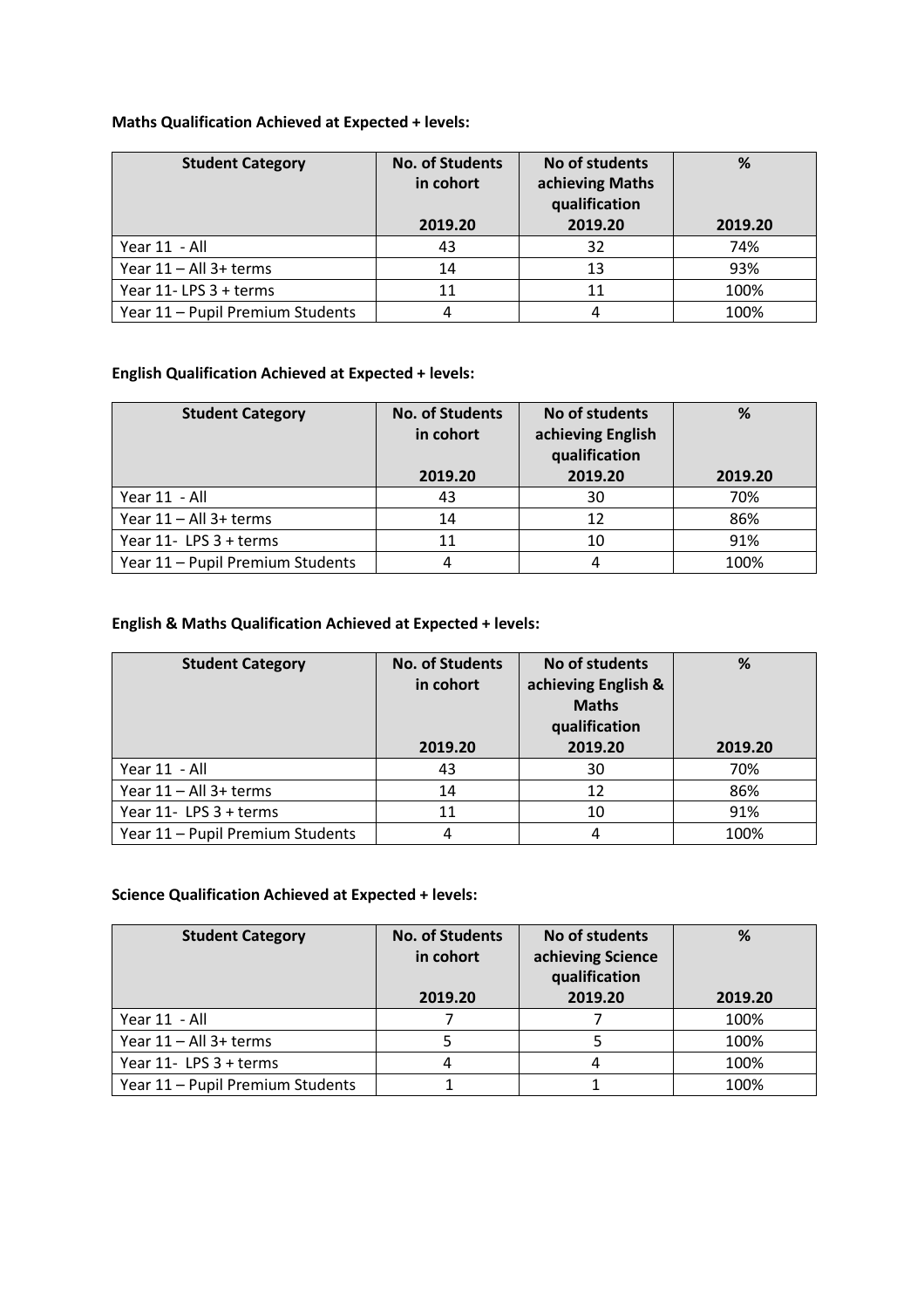**Maths Qualification Achieved at Expected + levels:**

| Student Category | No. of Students in cohort<br>2019.20 | No of students achieving Maths qualification<br>2019.20 | %<br>2019.20 |
|---|---|---|---|
| Year 11 - All | 43 | 32 | 74% |
| Year 11 – All 3+ terms | 14 | 13 | 93% |
| Year 11- LPS 3 + terms | 11 | 11 | 100% |
| Year 11 – Pupil Premium Students | 4 | 4 | 100% |

**English Qualification Achieved at Expected + levels:**

| Student Category | No. of Students in cohort<br>2019.20 | No of students achieving English qualification<br>2019.20 | %<br>2019.20 |
|---|---|---|---|
| Year 11 - All | 43 | 30 | 70% |
| Year 11 – All 3+ terms | 14 | 12 | 86% |
| Year 11- LPS 3 + terms | 11 | 10 | 91% |
| Year 11 – Pupil Premium Students | 4 | 4 | 100% |

**English & Maths Qualification Achieved at Expected + levels:**

| Student Category | No. of Students in cohort<br>2019.20 | No of students achieving English & Maths qualification<br>2019.20 | %<br>2019.20 |
|---|---|---|---|
| Year 11 - All | 43 | 30 | 70% |
| Year 11 – All 3+ terms | 14 | 12 | 86% |
| Year 11- LPS 3 + terms | 11 | 10 | 91% |
| Year 11 – Pupil Premium Students | 4 | 4 | 100% |

**Science Qualification Achieved at Expected + levels:**

| Student Category | No. of Students in cohort<br>2019.20 | No of students achieving Science qualification<br>2019.20 | %<br>2019.20 |
|---|---|---|---|
| Year 11 - All | 7 | 7 | 100% |
| Year 11 – All 3+ terms | 5 | 5 | 100% |
| Year 11- LPS 3 + terms | 4 | 4 | 100% |
| Year 11 – Pupil Premium Students | 1 | 1 | 100% |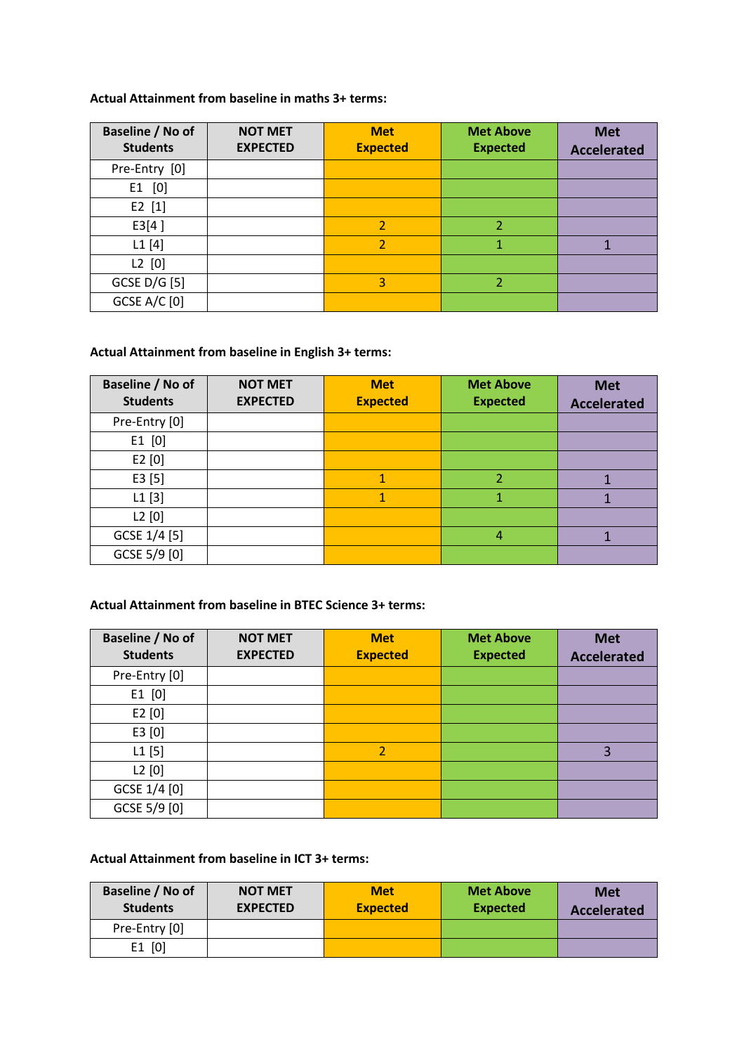**Actual Attainment from baseline in maths 3+ terms:**

| Baseline / No of Students | NOT MET EXPECTED | Met Expected | Met Above Expected | Met Accelerated |
|---|---|---|---|---|
| Pre-Entry [0] | | | | |
| E1 [0] | | | | |
| E2 [1] | | | | |
| E3[4 ] | | 2 | 2 | |
| L1 [4] | | 2 | 1 | 1 |
| L2 [0] | | | | |
| GCSE D/G [5] | | 3 | 2 | |
| GCSE A/C [0] | | | | |

**Actual Attainment from baseline in English 3+ terms:**

| Baseline / No of Students | NOT MET EXPECTED | Met Expected | Met Above Expected | Met Accelerated |
|---|---|---|---|---|
| Pre-Entry [0] | | | | |
| E1 [0] | | | | |
| E2 [0] | | | | |
| E3 [5] | | 1 | 2 | 1 |
| L1 [3] | | 1 | 1 | 1 |
| L2 [0] | | | | |
| GCSE 1/4 [5] | | | 4 | 1 |
| GCSE 5/9 [0] | | | | |

**Actual Attainment from baseline in BTEC Science 3+ terms:**

| Baseline / No of Students | NOT MET EXPECTED | Met Expected | Met Above Expected | Met Accelerated |
|---|---|---|---|---|
| Pre-Entry [0] | | | | |
| E1 [0] | | | | |
| E2 [0] | | | | |
| E3 [0] | | | | |
| L1 [5] | | 2 | | 3 |
| L2 [0] | | | | |
| GCSE 1/4 [0] | | | | |
| GCSE 5/9 [0] | | | | |

**Actual Attainment from baseline in ICT 3+ terms:**

| Baseline / No of Students | NOT MET EXPECTED | Met Expected | Met Above Expected | Met Accelerated |
|---|---|---|---|---|
| Pre-Entry [0] | | | | |
| E1 [0] | | | | |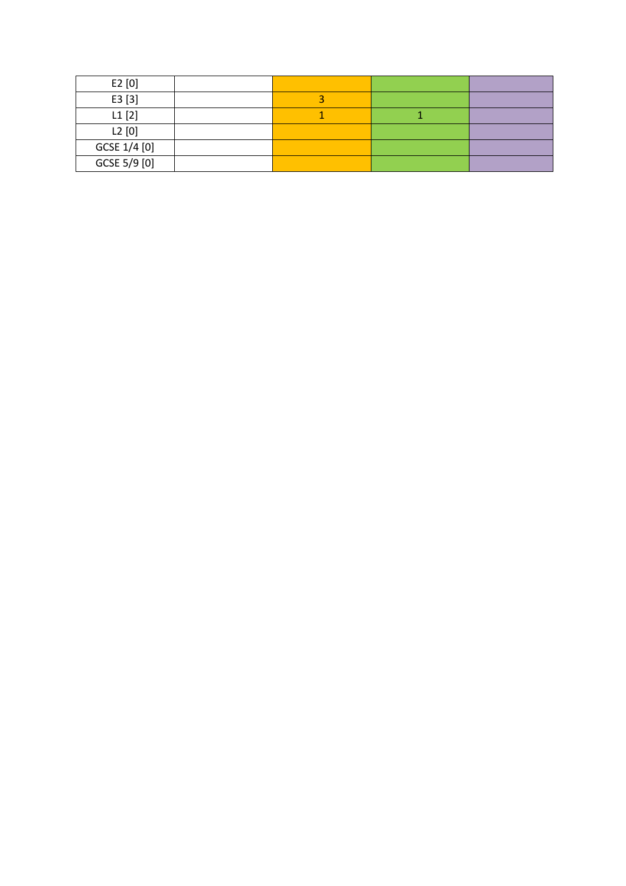| | | | | |
|---|---|---|---|---|
| E2 [0] | | | | |
| E3 [3] | | 3 | | |
| L1 [2] | | 1 | 1 | |
| L2 [0] | | | | |
| GCSE 1/4 [0] | | | | |
| GCSE 5/9 [0] | | | | |